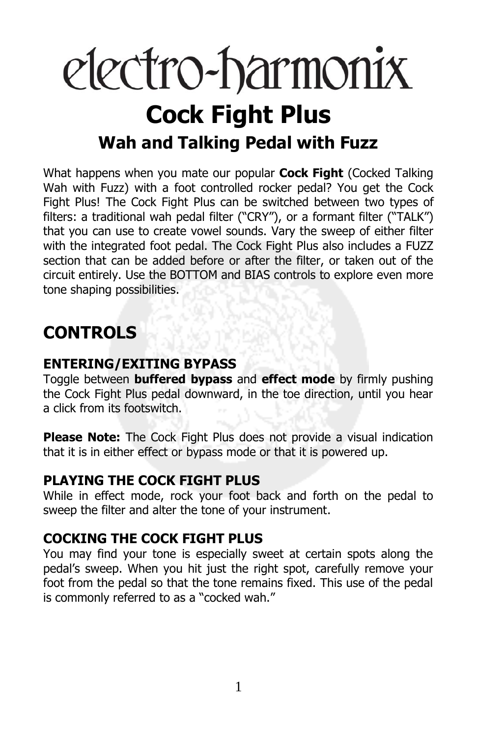# electro-harmonix

# Cock Fight Plus

## Wah and Talking Pedal with Fuzz

What happens when you mate our popular **Cock Fight** (Cocked Talking Wah with Fuzz) with a foot controlled rocker pedal? You get the Cock Fight Plus! The Cock Fight Plus can be switched between two types of filters: a traditional wah pedal filter ("CRY"), or a formant filter ("TALK") that you can use to create vowel sounds. Vary the sweep of either filter with the integrated foot pedal. The Cock Fight Plus also includes a FUZZ section that can be added before or after the filter, or taken out of the circuit entirely. Use the BOTTOM and BIAS controls to explore even more tone shaping possibilities.

## CONTROLS

### ENTERING/EXITING BYPASS

Toggle between **buffered bypass** and **effect mode** by firmly pushing the Cock Fight Plus pedal downward, in the toe direction, until you hear a click from its footswitch.

**Please Note:** The Cock Fight Plus does not provide a visual indication that it is in either effect or bypass mode or that it is powered up.

### PLAYING THE COCK FIGHT PLUS

While in effect mode, rock your foot back and forth on the pedal to sweep the filter and alter the tone of your instrument.

### COCKING THE COCK FIGHT PLUS

You may find your tone is especially sweet at certain spots along the pedal's sweep. When you hit just the right spot, carefully remove your foot from the pedal so that the tone remains fixed. This use of the pedal is commonly referred to as a "cocked wah."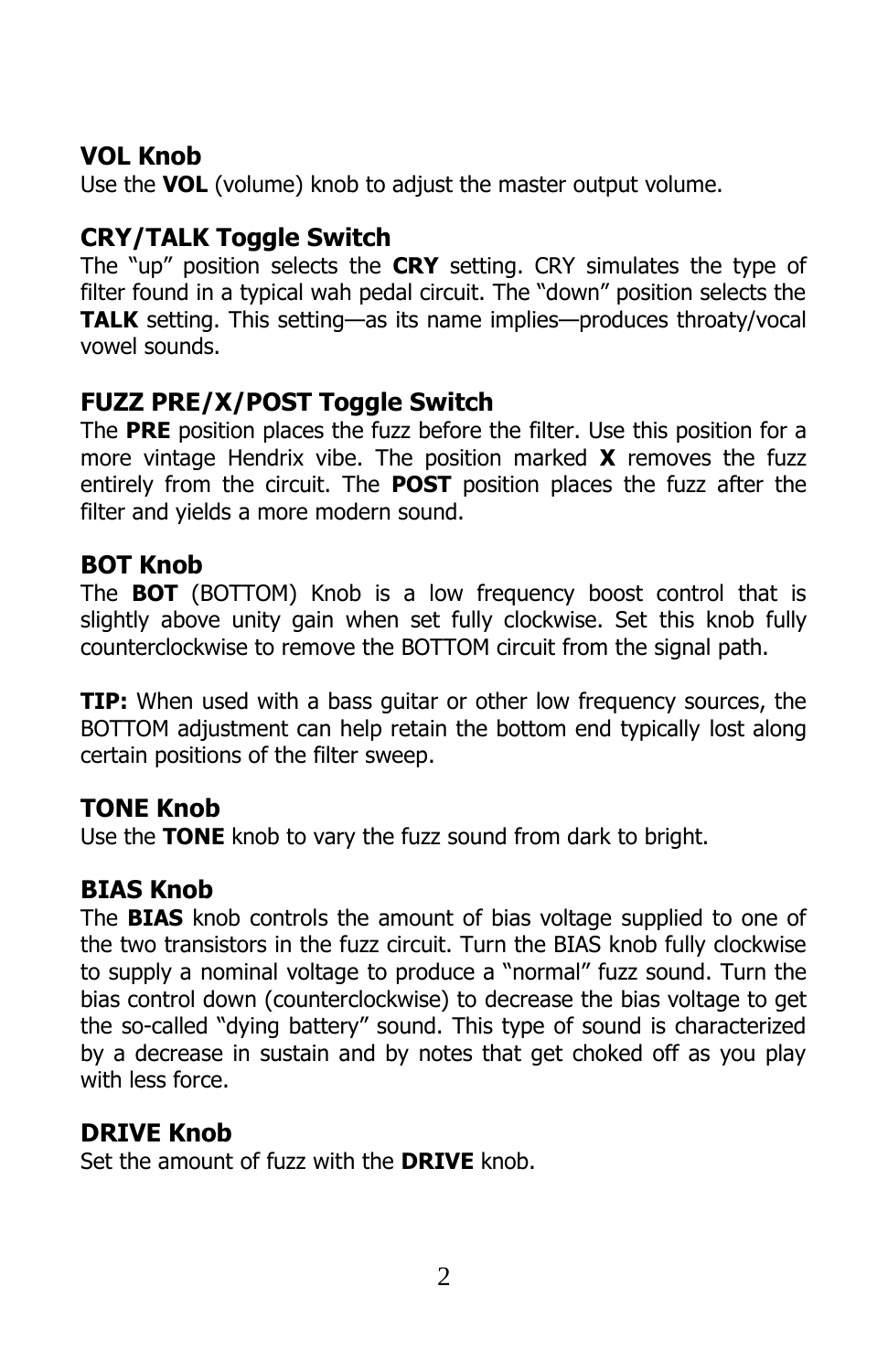## VOL Knob

Use the **VOL** (volume) knob to adjust the master output volume.

## CRY/TALK Toggle Switch

The “up” position selects the **CRY** setting. CRY simulates the type of filter found in a typical wah pedal circuit. The “down” position selects the **TALK** setting. This setting—as its name implies—produces throaty/vocal vowel sounds.

## FUZZ PRE/X/POST Toggle Switch

The **PRE** position places the fuzz before the filter. Use this position for a more vintage Hendrix vibe. The position marked **X** removes the fuzz entirely from the circuit. The **POST** position places the fuzz after the filter and yields a more modern sound.

## BOT Knob

The **BOT** (BOTTOM) Knob is a low frequency boost control that is slightly above unity gain when set fully clockwise. Set this knob fully counterclockwise to remove the BOTTOM circuit from the signal path.

**TIP:** When used with a bass guitar or other low frequency sources, the BOTTOM adjustment can help retain the bottom end typically lost along certain positions of the filter sweep.

## TONE Knob

Use the **TONE** knob to vary the fuzz sound from dark to bright.

## BIAS Knob

The **BIAS** knob controls the amount of bias voltage supplied to one of the two transistors in the fuzz circuit. Turn the BIAS knob fully clockwise to supply a nominal voltage to produce a “normal” fuzz sound. Turn the bias control down (counterclockwise) to decrease the bias voltage to get the so-called “dying battery” sound. This type of sound is characterized by a decrease in sustain and by notes that get choked off as you play with less force.

## DRIVE Knob

Set the amount of fuzz with the **DRIVE** knob.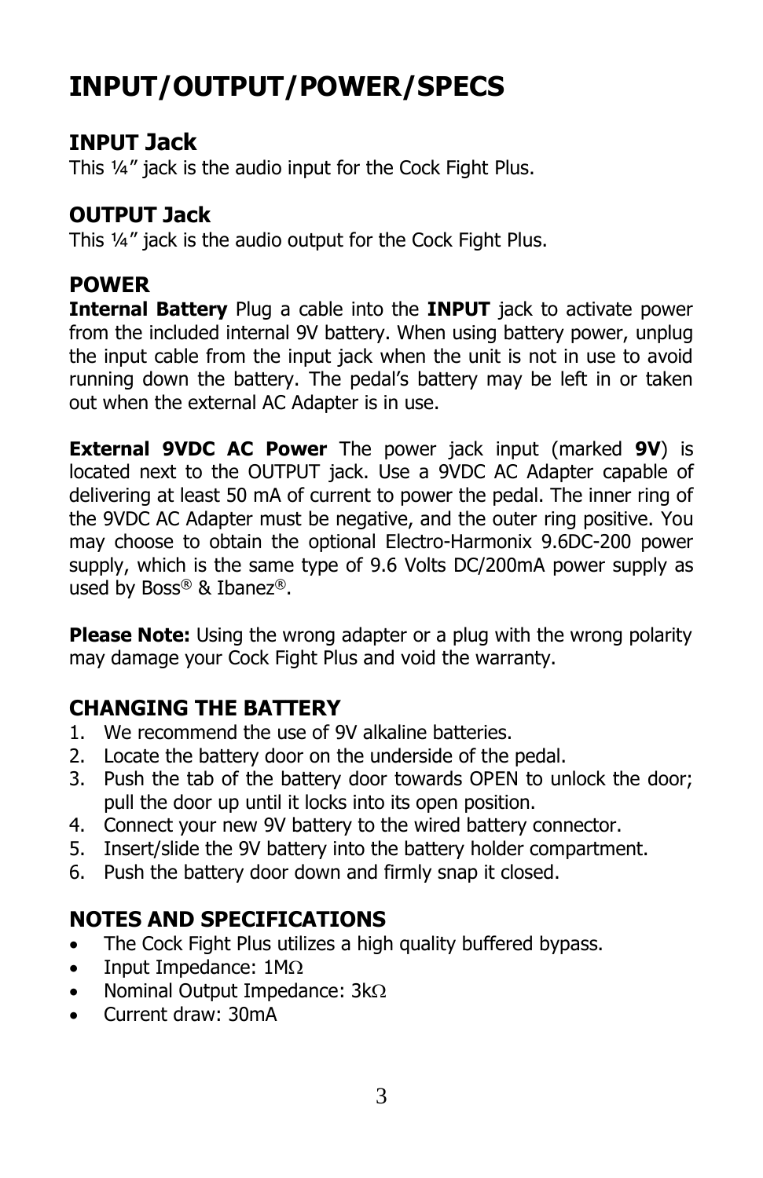# INPUT/OUTPUT/POWER/SPECS

## INPUT Jack

This ¼" jack is the audio input for the Cock Fight Plus.

## OUTPUT Jack

This ¼" jack is the audio output for the Cock Fight Plus.

## POWER

**Internal Battery** Plug a cable into the **INPUT** jack to activate power from the included internal 9V battery. When using battery power, unplug the input cable from the input jack when the unit is not in use to avoid running down the battery. The pedal's battery may be left in or taken out when the external AC Adapter is in use.

**External 9VDC AC Power** The power jack input (marked **9V**) is located next to the OUTPUT jack. Use a 9VDC AC Adapter capable of delivering at least 50 mA of current to power the pedal. The inner ring of the 9VDC AC Adapter must be negative, and the outer ring positive. You may choose to obtain the optional Electro-Harmonix 9.6DC-200 power supply, which is the same type of 9.6 Volts DC/200mA power supply as used by Boss® & Ibanez®.

**Please Note:** Using the wrong adapter or a plug with the wrong polarity may damage your Cock Fight Plus and void the warranty.

## CHANGING THE BATTERY

1. We recommend the use of 9V alkaline batteries.
2. Locate the battery door on the underside of the pedal.
3. Push the tab of the battery door towards OPEN to unlock the door; pull the door up until it locks into its open position.
4. Connect your new 9V battery to the wired battery connector.
5. Insert/slide the 9V battery into the battery holder compartment.
6. Push the battery door down and firmly snap it closed.

## NOTES AND SPECIFICATIONS

- The Cock Fight Plus utilizes a high quality buffered bypass.
- Input Impedance: 1MΩ
- Nominal Output Impedance: 3kΩ
- Current draw: 30mA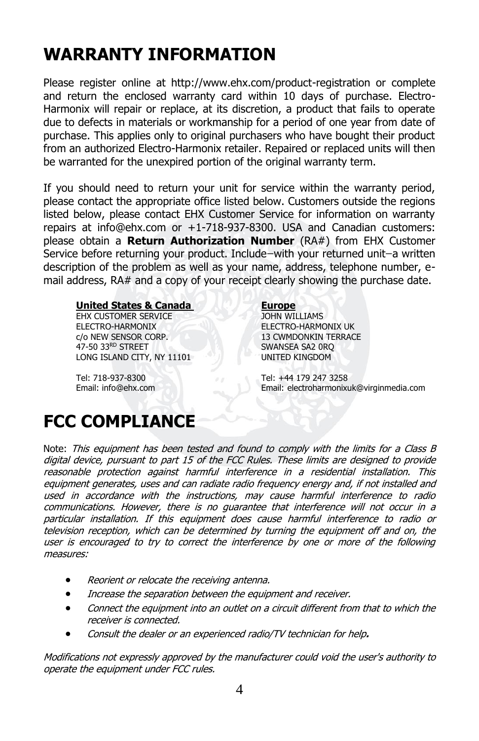# WARRANTY INFORMATION

Please register online at http://www.ehx.com/product-registration or complete and return the enclosed warranty card within 10 days of purchase. Electro-Harmonix will repair or replace, at its discretion, a product that fails to operate due to defects in materials or workmanship for a period of one year from date of purchase. This applies only to original purchasers who have bought their product from an authorized Electro-Harmonix retailer. Repaired or replaced units will then be warranted for the unexpired portion of the original warranty term.

If you should need to return your unit for service within the warranty period, please contact the appropriate office listed below. Customers outside the regions listed below, please contact EHX Customer Service for information on warranty repairs at info@ehx.com or +1-718-937-8300. USA and Canadian customers: please obtain a **Return Authorization Number** (RA#) from EHX Customer Service before returning your product. Include–with your returned unit–a written description of the problem as well as your name, address, telephone number, e-mail address, RA# and a copy of your receipt clearly showing the purchase date.

**United States & Canada**
EHX CUSTOMER SERVICE
ELECTRO-HARMONIX
c/o NEW SENSOR CORP.
47-50 33RD STREET
LONG ISLAND CITY, NY 11101

Tel: 718-937-8300
Email: info@ehx.com

**Europe**
JOHN WILLIAMS
ELECTRO-HARMONIX UK
13 CWMDONKIN TERRACE
SWANSEA SA2 0RQ
UNITED KINGDOM

Tel: +44 179 247 3258
Email: electroharmonixuk@virginmedia.com

# FCC COMPLIANCE

Note: *This equipment has been tested and found to comply with the limits for a Class B digital device, pursuant to part 15 of the FCC Rules. These limits are designed to provide reasonable protection against harmful interference in a residential installation. This equipment generates, uses and can radiate radio frequency energy and, if not installed and used in accordance with the instructions, may cause harmful interference to radio communications. However, there is no guarantee that interference will not occur in a particular installation. If this equipment does cause harmful interference to radio or television reception, which can be determined by turning the equipment off and on, the user is encouraged to try to correct the interference by one or more of the following measures:*

- *Reorient or relocate the receiving antenna.*
- *Increase the separation between the equipment and receiver.*
- *Connect the equipment into an outlet on a circuit different from that to which the receiver is connected.*
- *Consult the dealer or an experienced radio/TV technician for help.*

*Modifications not expressly approved by the manufacturer could void the user's authority to operate the equipment under FCC rules.*